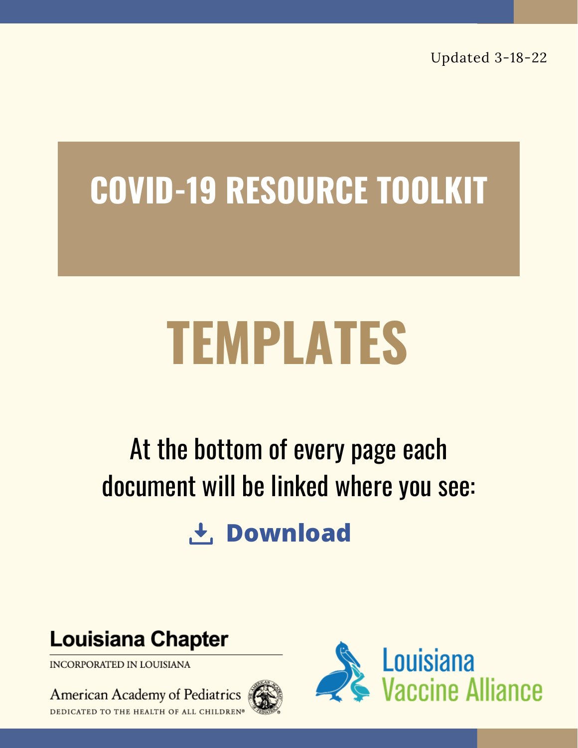Updated 3-18-22

# COVID-19 RESOURCE TOOLKIT

# TEMPLATES

At the bottom of every page each document will be linked where you see:

**Download**

Louisiana Chapter

INCORPORATED IN LOUISIANA

American Academy of Pediatrics

DEDICATED TO THE HEALTH OF ALL CHILDREN®

Louisiana Vaccine Alliance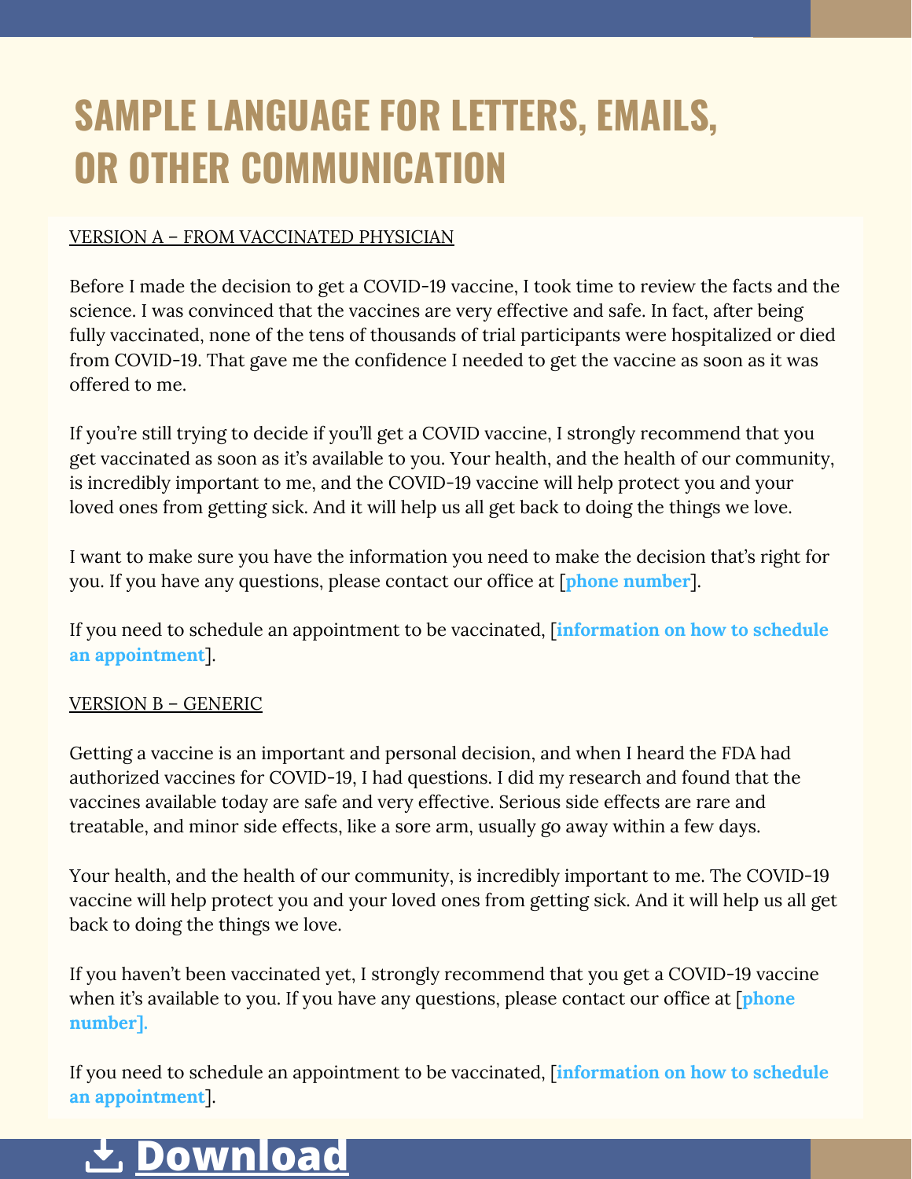# SAMPLE LANGUAGE FOR LETTERS, EMAILS, OR OTHER COMMUNICATION

VERSION A – FROM VACCINATED PHYSICIAN

Before I made the decision to get a COVID-19 vaccine, I took time to review the facts and the science. I was convinced that the vaccines are very effective and safe. In fact, after being fully vaccinated, none of the tens of thousands of trial participants were hospitalized or died from COVID-19. That gave me the confidence I needed to get the vaccine as soon as it was offered to me.

If you're still trying to decide if you'll get a COVID vaccine, I strongly recommend that you get vaccinated as soon as it's available to you. Your health, and the health of our community, is incredibly important to me, and the COVID-19 vaccine will help protect you and your loved ones from getting sick. And it will help us all get back to doing the things we love.

I want to make sure you have the information you need to make the decision that's right for you. If you have any questions, please contact our office at [**phone number**].

If you need to schedule an appointment to be vaccinated, [**information on how to schedule an appointment**].

VERSION B – GENERIC

Getting a vaccine is an important and personal decision, and when I heard the FDA had authorized vaccines for COVID-19, I had questions. I did my research and found that the vaccines available today are safe and very effective. Serious side effects are rare and treatable, and minor side effects, like a sore arm, usually go away within a few days.

Your health, and the health of our community, is incredibly important to me. The COVID-19 vaccine will help protect you and your loved ones from getting sick. And it will help us all get back to doing the things we love.

If you haven't been vaccinated yet, I strongly recommend that you get a COVID-19 vaccine when it's available to you. If you have any questions, please contact our office at [**phone number].**

If you need to schedule an appointment to be vaccinated, [**information on how to schedule an appointment**].

**Download**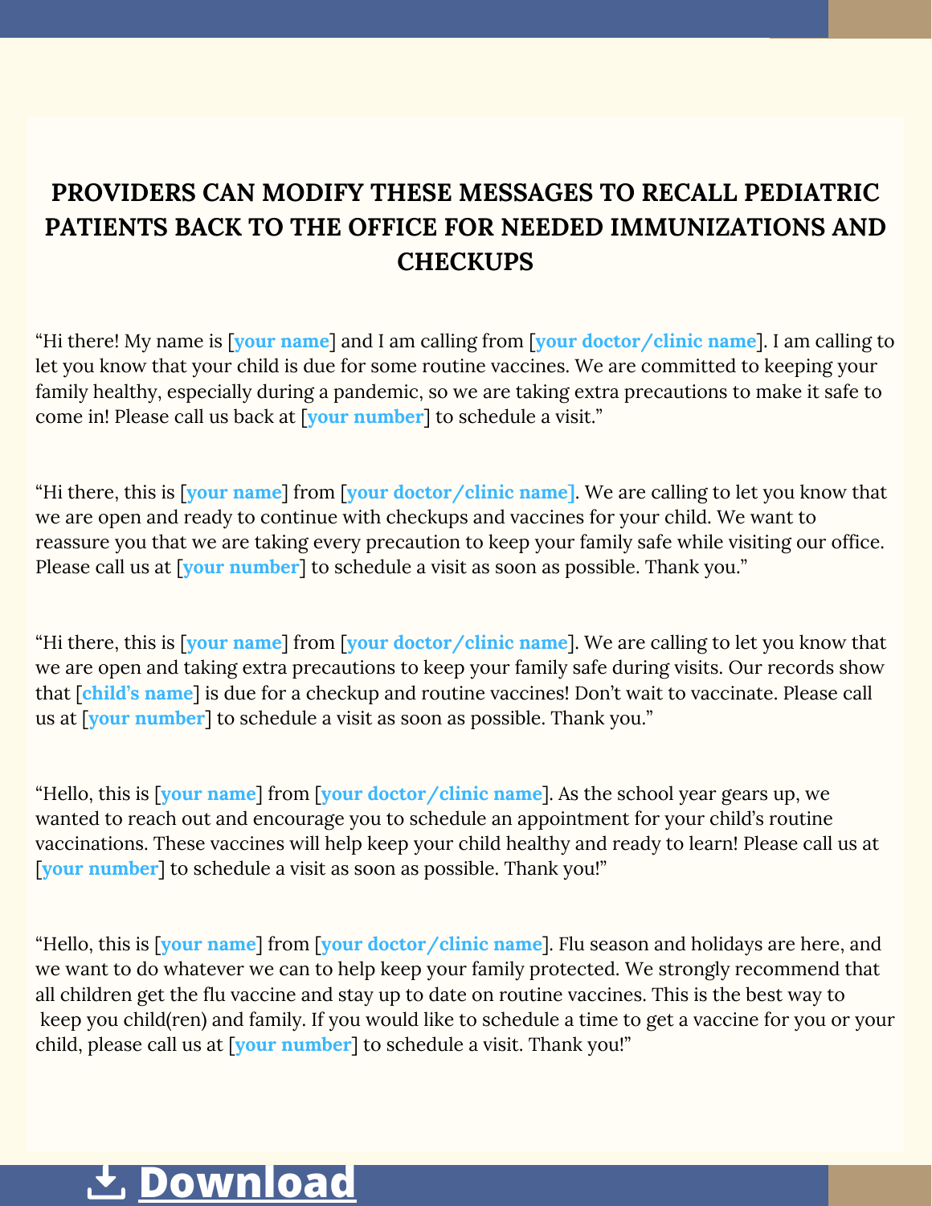## PROVIDERS CAN MODIFY THESE MESSAGES TO RECALL PEDIATRIC PATIENTS BACK TO THE OFFICE FOR NEEDED IMMUNIZATIONS AND CHECKUPS

"Hi there! My name is [**your name**] and I am calling from [**your doctor/clinic name**]. I am calling to let you know that your child is due for some routine vaccines. We are committed to keeping your family healthy, especially during a pandemic, so we are taking extra precautions to make it safe to come in! Please call us back at [**your number**] to schedule a visit."

"Hi there, this is [**your name**] from [**your doctor/clinic name**]. We are calling to let you know that we are open and ready to continue with checkups and vaccines for your child. We want to reassure you that we are taking every precaution to keep your family safe while visiting our office. Please call us at [**your number**] to schedule a visit as soon as possible. Thank you."

"Hi there, this is [**your name**] from [**your doctor/clinic name**]. We are calling to let you know that we are open and taking extra precautions to keep your family safe during visits. Our records show that [**child's name**] is due for a checkup and routine vaccines! Don't wait to vaccinate. Please call us at [**your number**] to schedule a visit as soon as possible. Thank you."

"Hello, this is [**your name**] from [**your doctor/clinic name**]. As the school year gears up, we wanted to reach out and encourage you to schedule an appointment for your child's routine vaccinations. These vaccines will help keep your child healthy and ready to learn! Please call us at [**your number**] to schedule a visit as soon as possible. Thank you!"

"Hello, this is [**your name**] from [**your doctor/clinic name**]. Flu season and holidays are here, and we want to do whatever we can to help keep your family protected. We strongly recommend that all children get the flu vaccine and stay up to date on routine vaccines. This is the best way to keep you child(ren) and family. If you would like to schedule a time to get a vaccine for you or your child, please call us at [**your number**] to schedule a visit. Thank you!"

**Download**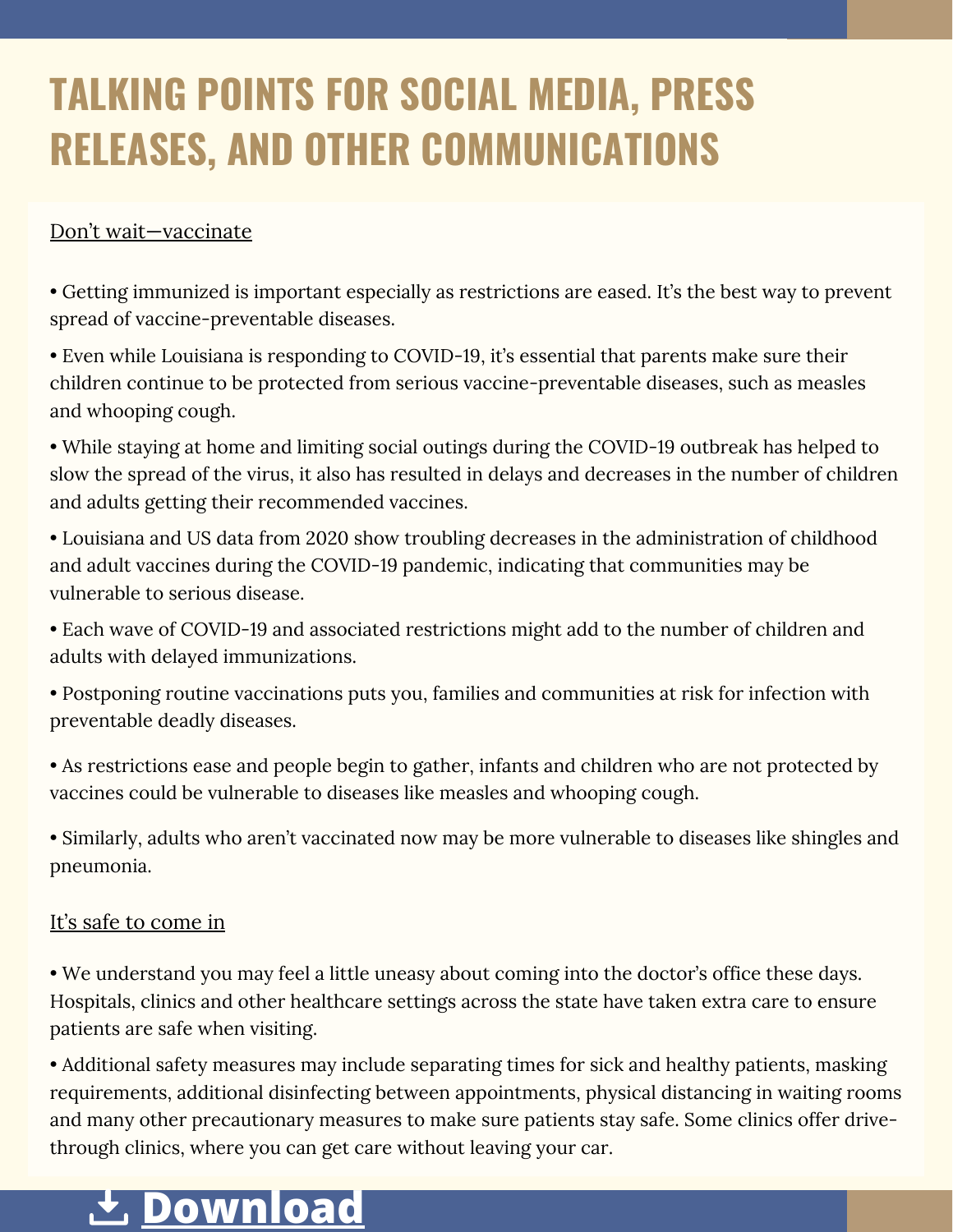# TALKING POINTS FOR SOCIAL MEDIA, PRESS RELEASES, AND OTHER COMMUNICATIONS

Don't wait—vaccinate

- Getting immunized is important especially as restrictions are eased. It's the best way to prevent spread of vaccine-preventable diseases.
- Even while Louisiana is responding to COVID-19, it's essential that parents make sure their children continue to be protected from serious vaccine-preventable diseases, such as measles and whooping cough.
- While staying at home and limiting social outings during the COVID-19 outbreak has helped to slow the spread of the virus, it also has resulted in delays and decreases in the number of children and adults getting their recommended vaccines.
- Louisiana and US data from 2020 show troubling decreases in the administration of childhood and adult vaccines during the COVID-19 pandemic, indicating that communities may be vulnerable to serious disease.
- Each wave of COVID-19 and associated restrictions might add to the number of children and adults with delayed immunizations.
- Postponing routine vaccinations puts you, families and communities at risk for infection with preventable deadly diseases.
- As restrictions ease and people begin to gather, infants and children who are not protected by vaccines could be vulnerable to diseases like measles and whooping cough.
- Similarly, adults who aren't vaccinated now may be more vulnerable to diseases like shingles and pneumonia.

It's safe to come in

- We understand you may feel a little uneasy about coming into the doctor's office these days. Hospitals, clinics and other healthcare settings across the state have taken extra care to ensure patients are safe when visiting.
- Additional safety measures may include separating times for sick and healthy patients, masking requirements, additional disinfecting between appointments, physical distancing in waiting rooms and many other precautionary measures to make sure patients stay safe. Some clinics offer drive-through clinics, where you can get care without leaving your car.

Download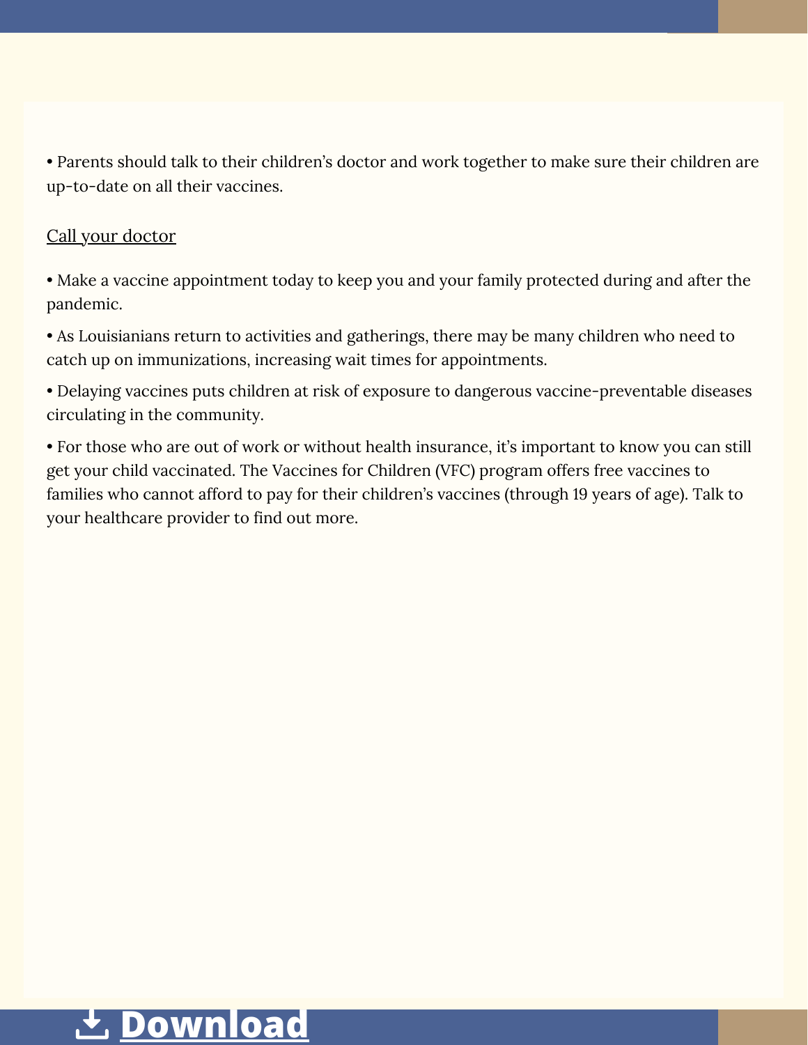- Parents should talk to their children's doctor and work together to make sure their children are up-to-date on all their vaccines.

Call your doctor

- Make a vaccine appointment today to keep you and your family protected during and after the pandemic.
- As Louisianians return to activities and gatherings, there may be many children who need to catch up on immunizations, increasing wait times for appointments.
- Delaying vaccines puts children at risk of exposure to dangerous vaccine-preventable diseases circulating in the community.
- For those who are out of work or without health insurance, it's important to know you can still get your child vaccinated. The Vaccines for Children (VFC) program offers free vaccines to families who cannot afford to pay for their children's vaccines (through 19 years of age). Talk to your healthcare provider to find out more.

Download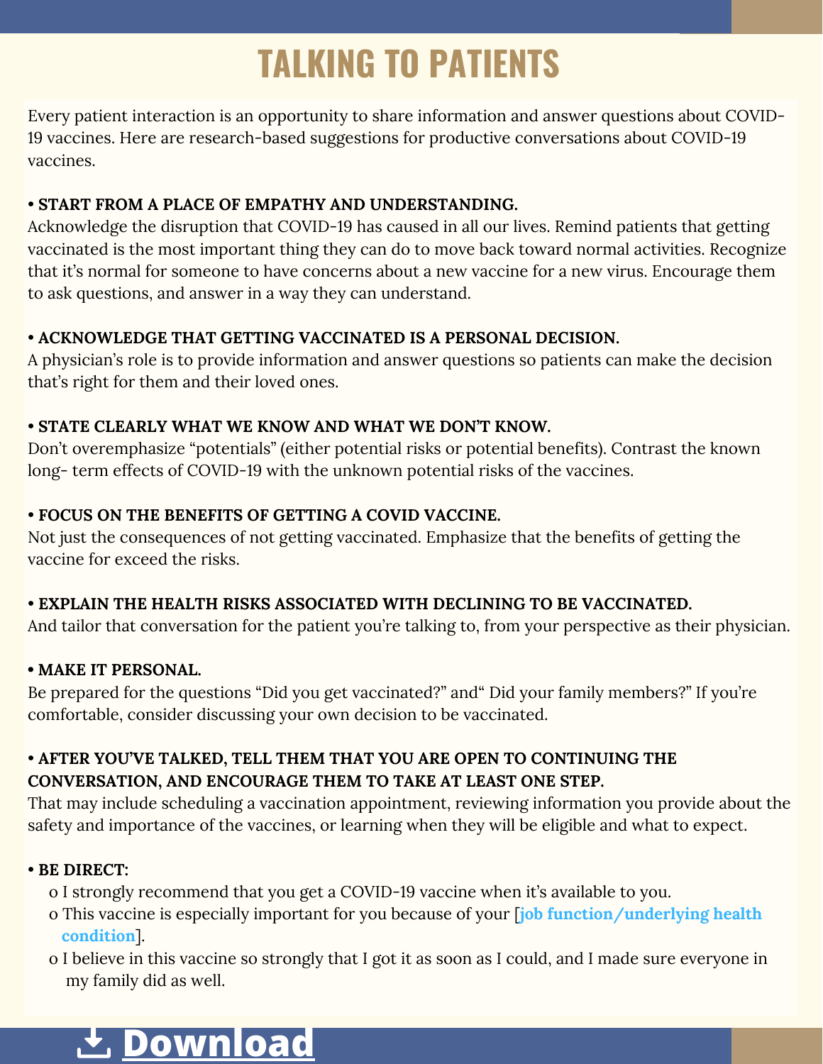# TALKING TO PATIENTS

Every patient interaction is an opportunity to share information and answer questions about COVID-19 vaccines. Here are research-based suggestions for productive conversations about COVID-19 vaccines.

**• START FROM A PLACE OF EMPATHY AND UNDERSTANDING.**
Acknowledge the disruption that COVID-19 has caused in all our lives. Remind patients that getting vaccinated is the most important thing they can do to move back toward normal activities. Recognize that it's normal for someone to have concerns about a new vaccine for a new virus. Encourage them to ask questions, and answer in a way they can understand.

**• ACKNOWLEDGE THAT GETTING VACCINATED IS A PERSONAL DECISION.**
A physician's role is to provide information and answer questions so patients can make the decision that's right for them and their loved ones.

**• STATE CLEARLY WHAT WE KNOW AND WHAT WE DON'T KNOW.**
Don't overemphasize "potentials" (either potential risks or potential benefits). Contrast the known long- term effects of COVID-19 with the unknown potential risks of the vaccines.

**• FOCUS ON THE BENEFITS OF GETTING A COVID VACCINE.**
Not just the consequences of not getting vaccinated. Emphasize that the benefits of getting the vaccine for exceed the risks.

**• EXPLAIN THE HEALTH RISKS ASSOCIATED WITH DECLINING TO BE VACCINATED.**
And tailor that conversation for the patient you're talking to, from your perspective as their physician.

**• MAKE IT PERSONAL.**
Be prepared for the questions "Did you get vaccinated?" and" Did your family members?" If you're comfortable, consider discussing your own decision to be vaccinated.

**• AFTER YOU'VE TALKED, TELL THEM THAT YOU ARE OPEN TO CONTINUING THE CONVERSATION, AND ENCOURAGE THEM TO TAKE AT LEAST ONE STEP.**
That may include scheduling a vaccination appointment, reviewing information you provide about the safety and importance of the vaccines, or learning when they will be eligible and what to expect.

**• BE DIRECT:**

- I strongly recommend that you get a COVID-19 vaccine when it's available to you.
- This vaccine is especially important for you because of your [**job function/underlying health condition**].
- I believe in this vaccine so strongly that I got it as soon as I could, and I made sure everyone in my family did as well.

**Download**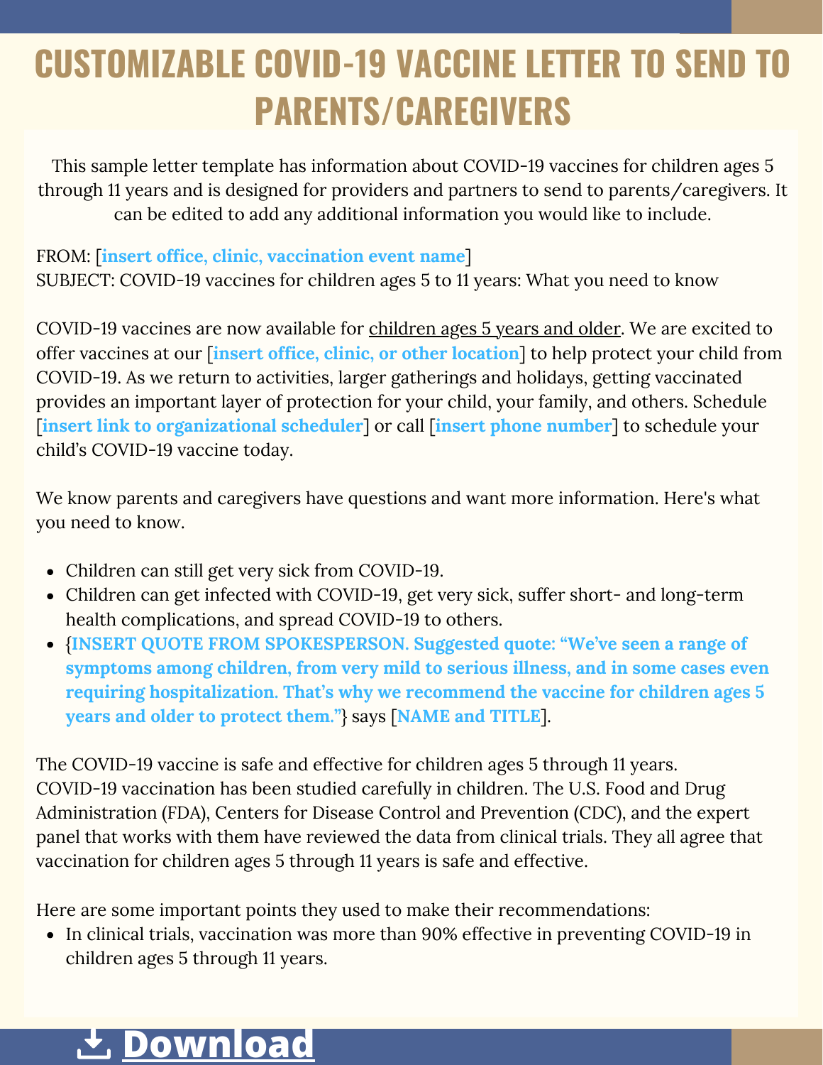# CUSTOMIZABLE COVID-19 VACCINE LETTER TO SEND TO PARENTS/CAREGIVERS

This sample letter template has information about COVID-19 vaccines for children ages 5 through 11 years and is designed for providers and partners to send to parents/caregivers. It can be edited to add any additional information you would like to include.

FROM: [**insert office, clinic, vaccination event name**]
SUBJECT: COVID-19 vaccines for children ages 5 to 11 years: What you need to know

COVID-19 vaccines are now available for children ages 5 years and older. We are excited to offer vaccines at our [**insert office, clinic, or other location**] to help protect your child from COVID-19. As we return to activities, larger gatherings and holidays, getting vaccinated provides an important layer of protection for your child, your family, and others. Schedule [**insert link to organizational scheduler**] or call [**insert phone number**] to schedule your child's COVID-19 vaccine today.

We know parents and caregivers have questions and want more information. Here's what you need to know.

- Children can still get very sick from COVID-19.
- Children can get infected with COVID-19, get very sick, suffer short- and long-term health complications, and spread COVID-19 to others.
- {**INSERT QUOTE FROM SPOKESPERSON. Suggested quote: "We've seen a range of symptoms among children, from very mild to serious illness, and in some cases even requiring hospitalization. That's why we recommend the vaccine for children ages 5 years and older to protect them."**} says [**NAME and TITLE**].

The COVID-19 vaccine is safe and effective for children ages 5 through 11 years. COVID-19 vaccination has been studied carefully in children. The U.S. Food and Drug Administration (FDA), Centers for Disease Control and Prevention (CDC), and the expert panel that works with them have reviewed the data from clinical trials. They all agree that vaccination for children ages 5 through 11 years is safe and effective.

Here are some important points they used to make their recommendations:

- In clinical trials, vaccination was more than 90% effective in preventing COVID-19 in children ages 5 through 11 years.

**Download**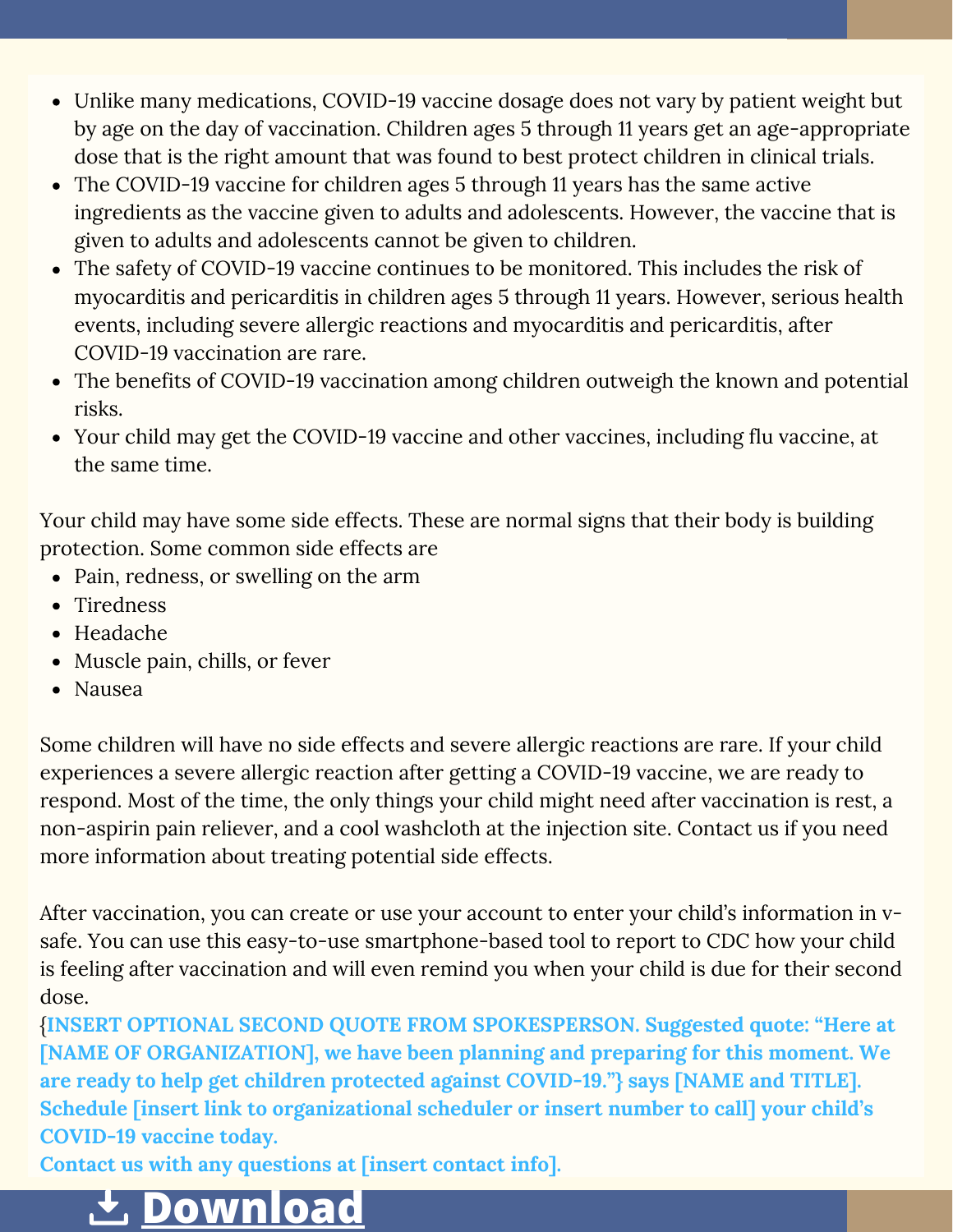- Unlike many medications, COVID-19 vaccine dosage does not vary by patient weight but by age on the day of vaccination. Children ages 5 through 11 years get an age-appropriate dose that is the right amount that was found to best protect children in clinical trials.
- The COVID-19 vaccine for children ages 5 through 11 years has the same active ingredients as the vaccine given to adults and adolescents. However, the vaccine that is given to adults and adolescents cannot be given to children.
- The safety of COVID-19 vaccine continues to be monitored. This includes the risk of myocarditis and pericarditis in children ages 5 through 11 years. However, serious health events, including severe allergic reactions and myocarditis and pericarditis, after COVID-19 vaccination are rare.
- The benefits of COVID-19 vaccination among children outweigh the known and potential risks.
- Your child may get the COVID-19 vaccine and other vaccines, including flu vaccine, at the same time.

Your child may have some side effects. These are normal signs that their body is building protection. Some common side effects are

- Pain, redness, or swelling on the arm
- Tiredness
- Headache
- Muscle pain, chills, or fever
- Nausea

Some children will have no side effects and severe allergic reactions are rare. If your child experiences a severe allergic reaction after getting a COVID-19 vaccine, we are ready to respond. Most of the time, the only things your child might need after vaccination is rest, a non-aspirin pain reliever, and a cool washcloth at the injection site. Contact us if you need more information about treating potential side effects.

After vaccination, you can create or use your account to enter your child's information in v-safe. You can use this easy-to-use smartphone-based tool to report to CDC how your child is feeling after vaccination and will even remind you when your child is due for their second dose.

**{INSERT OPTIONAL SECOND QUOTE FROM SPOKESPERSON. Suggested quote: "Here at [NAME OF ORGANIZATION], we have been planning and preparing for this moment. We are ready to help get children protected against COVID-19."} says [NAME and TITLE]. Schedule [insert link to organizational scheduler or insert number to call] your child's COVID-19 vaccine today.**

**Contact us with any questions at [insert contact info].**

**Download**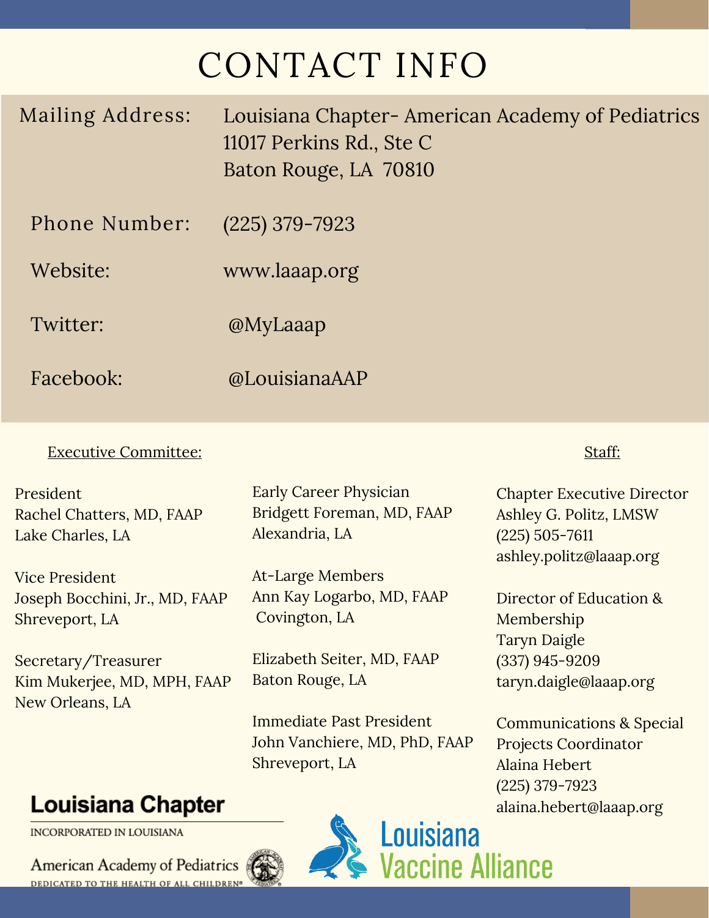# CONTACT INFO

| | |
|---|---|
| Mailing Address: | Louisiana Chapter- American Academy of Pediatrics<br>11017 Perkins Rd., Ste C<br>Baton Rouge, LA 70810 |
| Phone Number: | (225) 379-7923 |
| Website: | www.laaap.org |
| Twitter: | @MyLaaap |
| Facebook: | @LouisianaAAP |

## Executive Committee:

President
Rachel Chatters, MD, FAAP
Lake Charles, LA

Vice President
Joseph Bocchini, Jr., MD, FAAP
Shreveport, LA

Secretary/Treasurer
Kim Mukerjee, MD, MPH, FAAP
New Orleans, LA

Early Career Physician
Bridgett Foreman, MD, FAAP
Alexandria, LA

At-Large Members
Ann Kay Logarbo, MD, FAAP
Covington, LA

Elizabeth Seiter, MD, FAAP
Baton Rouge, LA

Immediate Past President
John Vanchiere, MD, PhD, FAAP
Shreveport, LA

## Staff:

Chapter Executive Director
Ashley G. Politz, LMSW
(225) 505-7611
ashley.politz@laaap.org

Director of Education & Membership
Taryn Daigle
(337) 945-9209
taryn.daigle@laaap.org

Communications & Special Projects Coordinator
Alaina Hebert
(225) 379-7923
alaina.hebert@laaap.org

Louisiana Chapter
INCORPORATED IN LOUISIANA
American Academy of Pediatrics
DEDICATED TO THE HEALTH OF ALL CHILDREN®

Louisiana Vaccine Alliance